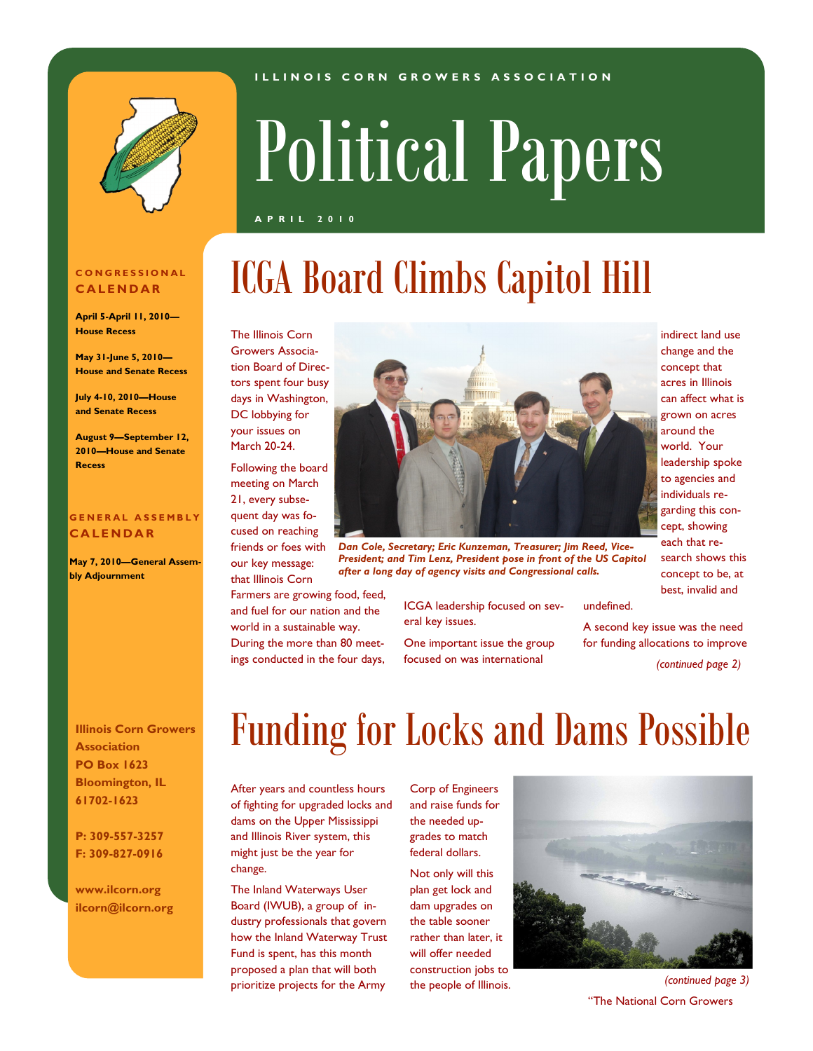ILLINOIS CORN GROWERS ASSOCIATION

# Political Papers

APRIL 2010

**CONGRESSIONAL CALENDAR**

**April 5-April 11, 2010—House Recess**

**May 31-June 5, 2010—House and Senate Recess**

**July 4-10, 2010—House and Senate Recess**

**August 9—September 12, 2010—House and Senate Recess**

**GENERAL ASSEMBLY CALENDAR**

**May 7, 2010—General Assembly Adjournment**

**Illinois Corn Growers Association**
**PO Box 1623**
**Bloomington, IL 61702-1623**

**P: 309-557-3257**
**F: 309-827-0916**

**www.ilcorn.org**
**ilcorn@ilcorn.org**

## ICGA Board Climbs Capitol Hill

The Illinois Corn Growers Association Board of Directors spent four busy days in Washington, DC lobbying for your issues on March 20-24.

Following the board meeting on March 21, every subsequent day was focused on reaching friends or foes with our key message: that Illinois Corn Farmers are growing food, feed, and fuel for our nation and the world in a sustainable way. During the more than 80 meetings conducted in the four days, ICGA leadership focused on several key issues.

One important issue the group focused on was international indirect land use change and the concept that acres in Illinois can affect what is grown on acres around the world. Your leadership spoke to agencies and individuals regarding this concept, showing each that research shows this concept to be, at best, invalid and undefined.

A second key issue was the need for funding allocations to improve

*(continued page 2)*

***Dan Cole, Secretary; Eric Kunzeman, Treasurer; Jim Reed, Vice-President; and Tim Lenz, President pose in front of the US Capitol after a long day of agency visits and Congressional calls.***

## Funding for Locks and Dams Possible

After years and countless hours of fighting for upgraded locks and dams on the Upper Mississippi and Illinois River system, this might just be the year for change.

The Inland Waterways User Board (IWUB), a group of industry professionals that govern how the Inland Waterway Trust Fund is spent, has this month proposed a plan that will both prioritize projects for the Army Corp of Engineers and raise funds for the needed upgrades to match federal dollars.

Not only will this plan get lock and dam upgrades on the table sooner rather than later, it will offer needed construction jobs to the people of Illinois.

*(continued page 3)*

"The National Corn Growers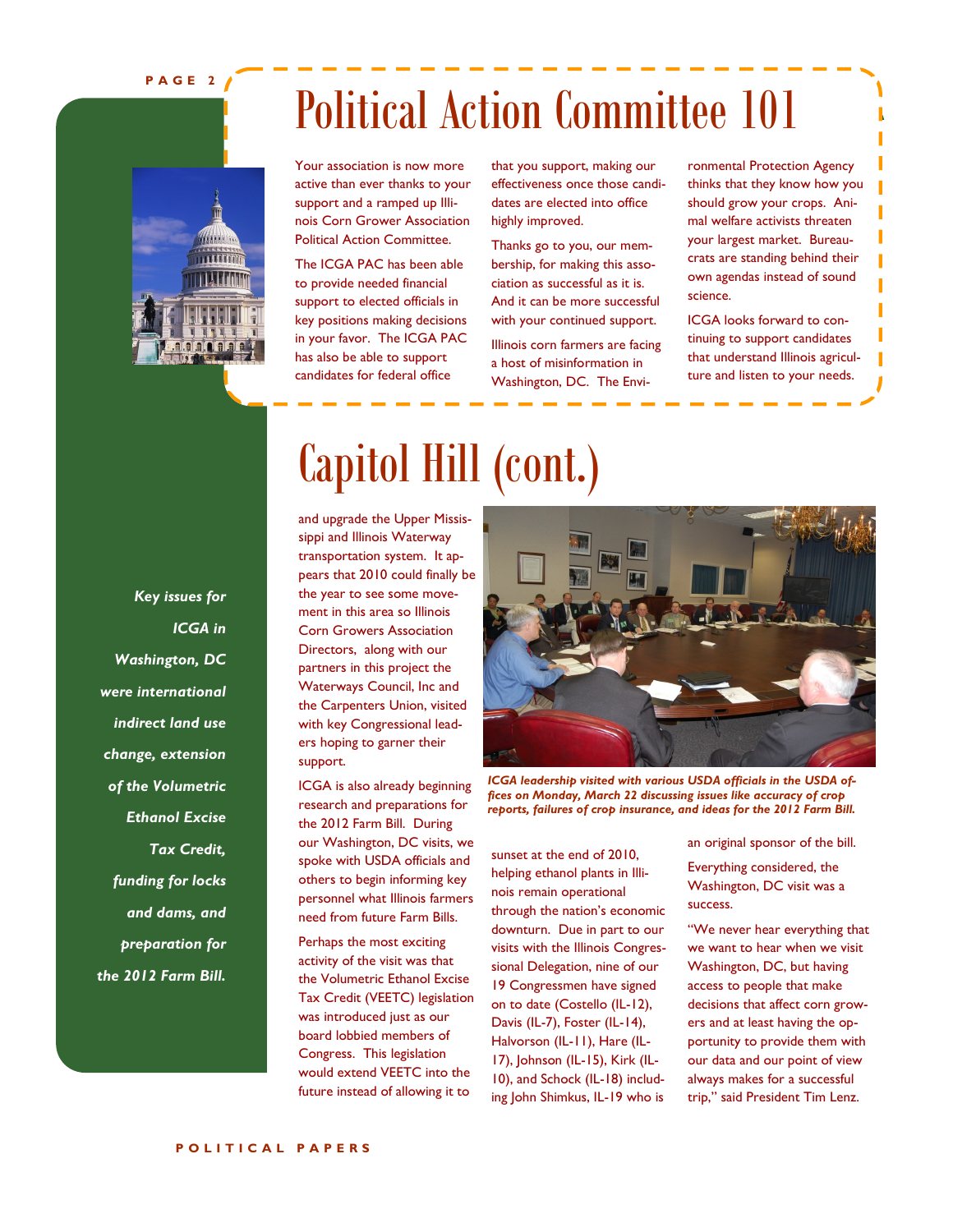# Political Action Committee 101

Your association is now more active than ever thanks to your support and a ramped up Illinois Corn Grower Association Political Action Committee.

The ICGA PAC has been able to provide needed financial support to elected officials in key positions making decisions in your favor. The ICGA PAC has also be able to support candidates for federal office that you support, making our effectiveness once those candidates are elected into office highly improved.

Thanks go to you, our membership, for making this association as successful as it is. And it can be more successful with your continued support.

Illinois corn farmers are facing a host of misinformation in Washington, DC. The Environmental Protection Agency thinks that they know how you should grow your crops. Animal welfare activists threaten your largest market. Bureaucrats are standing behind their own agendas instead of sound science.

ICGA looks forward to continuing to support candidates that understand Illinois agriculture and listen to your needs.

*Key issues for ICGA in Washington, DC were international indirect land use change, extension of the Volumetric Ethanol Excise Tax Credit, funding for locks and dams, and preparation for the 2012 Farm Bill.*

# Capitol Hill (cont.)

and upgrade the Upper Mississippi and Illinois Waterway transportation system. It appears that 2010 could finally be the year to see some movement in this area so Illinois Corn Growers Association Directors, along with our partners in this project the Waterways Council, Inc and the Carpenters Union, visited with key Congressional leaders hoping to garner their support.

ICGA is also already beginning research and preparations for the 2012 Farm Bill. During our Washington, DC visits, we spoke with USDA officials and others to begin informing key personnel what Illinois farmers need from future Farm Bills.

Perhaps the most exciting activity of the visit was that the Volumetric Ethanol Excise Tax Credit (VEETC) legislation was introduced just as our board lobbied members of Congress. This legislation would extend VEETC into the future instead of allowing it to sunset at the end of 2010, helping ethanol plants in Illinois remain operational through the nation's economic downturn. Due in part to our visits with the Illinois Congressional Delegation, nine of our 19 Congressmen have signed on to date (Costello (IL-12), Davis (IL-7), Foster (IL-14), Halvorson (IL-11), Hare (IL-17), Johnson (IL-15), Kirk (IL-10), and Schock (IL-18) including John Shimkus, IL-19 who is an original sponsor of the bill.

*ICGA leadership visited with various USDA officials in the USDA offices on Monday, March 22 discussing issues like accuracy of crop reports, failures of crop insurance, and ideas for the 2012 Farm Bill.*

Everything considered, the Washington, DC visit was a success.

"We never hear everything that we want to hear when we visit Washington, DC, but having access to people that make decisions that affect corn growers and at least having the opportunity to provide them with our data and our point of view always makes for a successful trip," said President Tim Lenz.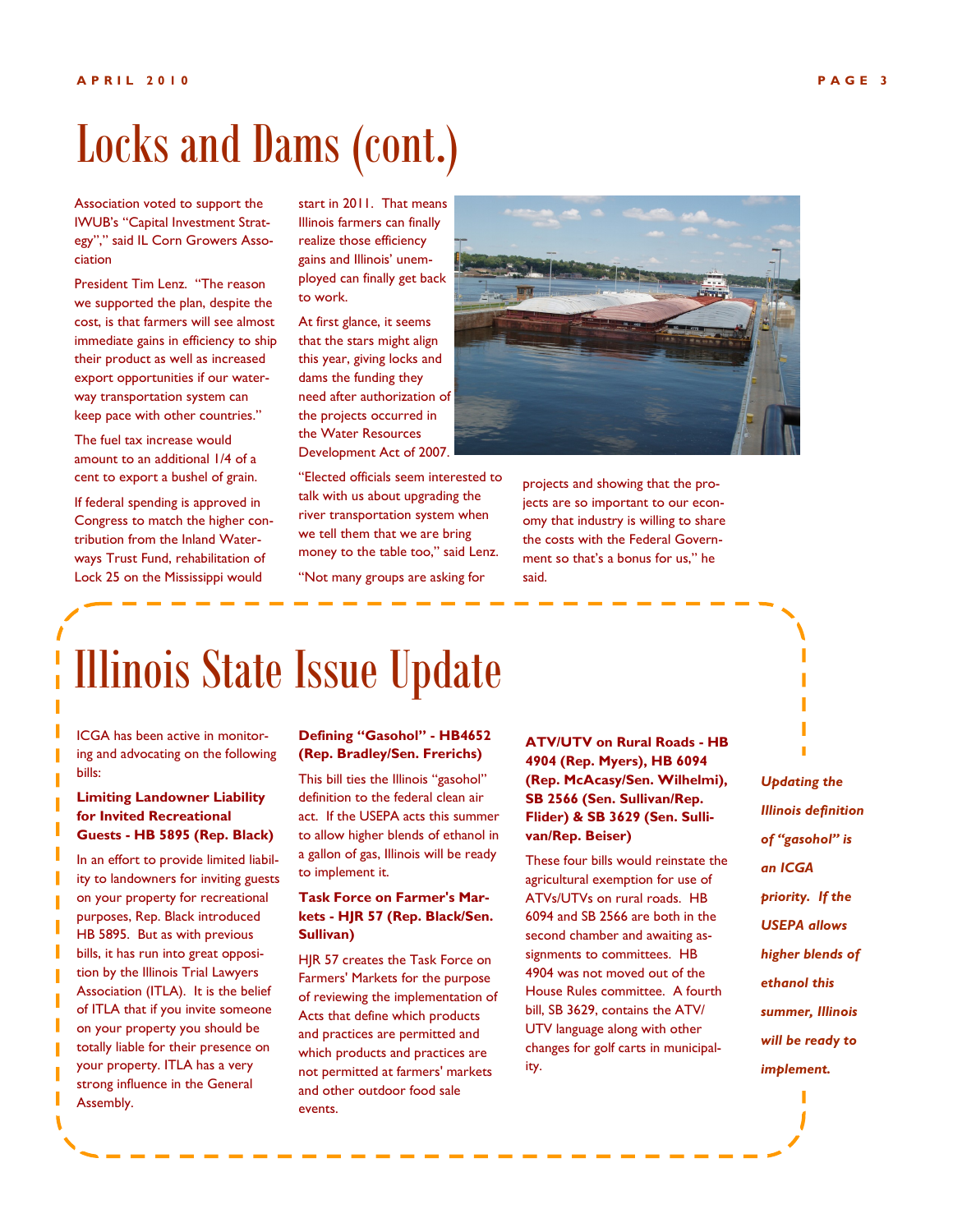# Locks and Dams (cont.)

Association voted to support the IWUB's "Capital Investment Strategy"," said IL Corn Growers Association

President Tim Lenz. "The reason we supported the plan, despite the cost, is that farmers will see almost immediate gains in efficiency to ship their product as well as increased export opportunities if our waterway transportation system can keep pace with other countries."

The fuel tax increase would amount to an additional 1/4 of a cent to export a bushel of grain.

If federal spending is approved in Congress to match the higher contribution from the Inland Waterways Trust Fund, rehabilitation of Lock 25 on the Mississippi would start in 2011. That means Illinois farmers can finally realize those efficiency gains and Illinois' unemployed can finally get back to work.

At first glance, it seems that the stars might align this year, giving locks and dams the funding they need after authorization of the projects occurred in the Water Resources Development Act of 2007.

"Elected officials seem interested to talk with us about upgrading the river transportation system when we tell them that we are bring money to the table too," said Lenz.

"Not many groups are asking for projects and showing that the projects are so important to our economy that industry is willing to share the costs with the Federal Government so that's a bonus for us," he said.

# Illinois State Issue Update

ICGA has been active in monitoring and advocating on the following bills:

**Limiting Landowner Liability for Invited Recreational Guests - HB 5895 (Rep. Black)**

In an effort to provide limited liability to landowners for inviting guests on your property for recreational purposes, Rep. Black introduced HB 5895. But as with previous bills, it has run into great opposition by the Illinois Trial Lawyers Association (ITLA). It is the belief of ITLA that if you invite someone on your property you should be totally liable for their presence on your property. ITLA has a very strong influence in the General Assembly.

**Defining "Gasohol" - HB4652 (Rep. Bradley/Sen. Frerichs)**

This bill ties the Illinois "gasohol" definition to the federal clean air act. If the USEPA acts this summer to allow higher blends of ethanol in a gallon of gas, Illinois will be ready to implement it.

**Task Force on Farmer's Markets - HJR 57 (Rep. Black/Sen. Sullivan)**

HJR 57 creates the Task Force on Farmers' Markets for the purpose of reviewing the implementation of Acts that define which products and practices are permitted and which products and practices are not permitted at farmers' markets and other outdoor food sale events.

**ATV/UTV on Rural Roads - HB 4904 (Rep. Myers), HB 6094 (Rep. McAcasy/Sen. Wilhelmi), SB 2566 (Sen. Sullivan/Rep. Flider) & SB 3629 (Sen. Sullivan/Rep. Beiser)**

These four bills would reinstate the agricultural exemption for use of ATVs/UTVs on rural roads. HB 6094 and SB 2566 are both in the second chamber and awaiting assignments to committees. HB 4904 was not moved out of the House Rules committee. A fourth bill, SB 3629, contains the ATV/UTV language along with other changes for golf carts in municipality.

***Updating the Illinois definition of "gasohol" is an ICGA priority. If the USEPA allows higher blends of ethanol this summer, Illinois will be ready to implement.***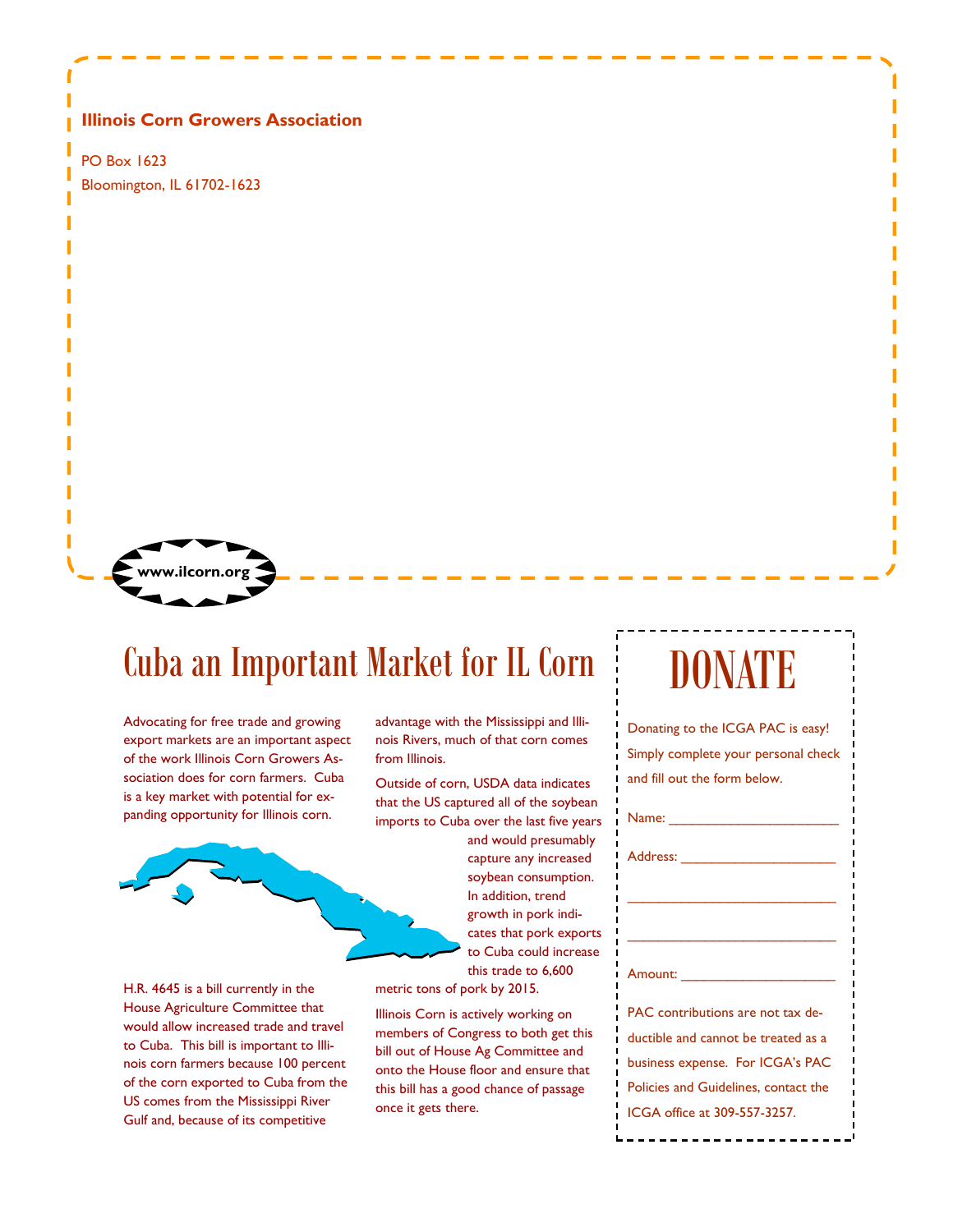**Illinois Corn Growers Association**

PO Box 1623

Bloomington, IL 61702-1623

www.ilcorn.org

# Cuba an Important Market for IL Corn

Advocating for free trade and growing export markets are an important aspect of the work Illinois Corn Growers Association does for corn farmers. Cuba is a key market with potential for expanding opportunity for Illinois corn.

H.R. 4645 is a bill currently in the House Agriculture Committee that would allow increased trade and travel to Cuba. This bill is important to Illinois corn farmers because 100 percent of the corn exported to Cuba from the US comes from the Mississippi River Gulf and, because of its competitive advantage with the Mississippi and Illinois Rivers, much of that corn comes from Illinois.

Outside of corn, USDA data indicates that the US captured all of the soybean imports to Cuba over the last five years and would presumably capture any increased soybean consumption. In addition, trend growth in pork indicates that pork exports to Cuba could increase this trade to 6,600 metric tons of pork by 2015.

Illinois Corn is actively working on members of Congress to both get this bill out of House Ag Committee and onto the House floor and ensure that this bill has a good chance of passage once it gets there.

# DONATE

Donating to the ICGA PAC is easy! Simply complete your personal check and fill out the form below.

Name: ______________________

Address: ____________________

____________________________

____________________________

Amount: ____________________

PAC contributions are not tax deductible and cannot be treated as a business expense. For ICGA's PAC Policies and Guidelines, contact the ICGA office at 309-557-3257.